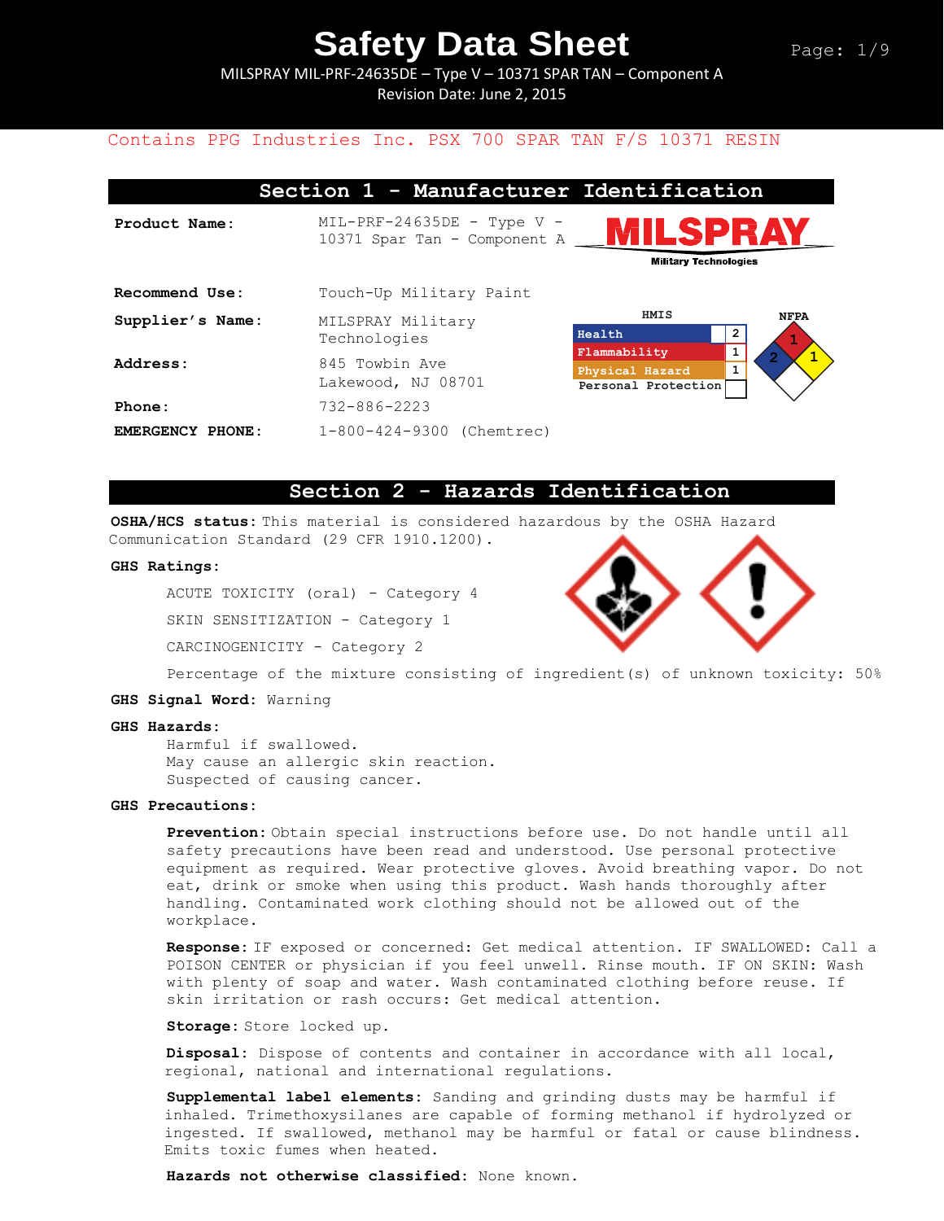# Safety Data Sheet

MILSPRAY MIL-PRF-24635DE – Type V – 10371 SPAR TAN – Component A
Revision Date: June 2, 2015

Contains PPG Industries Inc. PSX 700 SPAR TAN F/S 10371 RESIN

## Section 1 - Manufacturer Identification

**Product Name:** MIL-PRF-24635DE - Type V - 10371 Spar Tan - Component A

MILSPRAY Military Technologies

**Recommend Use:** Touch-Up Military Paint

**Supplier's Name:** MILSPRAY Military Technologies

**Address:** 845 Towbin Ave
Lakewood, NJ 08701

**Phone:** 732-886-2223

**EMERGENCY PHONE:** 1-800-424-9300 (Chemtrec)

| HMIS | |
|---|---|
| Health | 2 |
| Flammability | 1 |
| Physical Hazard | 1 |
| Personal Protection | |

NFPA: Health 2, Flammability 1, Instability 1

## Section 2 - Hazards Identification

**OSHA/HCS status:** This material is considered hazardous by the OSHA Hazard Communication Standard (29 CFR 1910.1200).

**GHS Ratings:**

ACUTE TOXICITY (oral) - Category 4

SKIN SENSITIZATION - Category 1

CARCINOGENICITY - Category 2

Percentage of the mixture consisting of ingredient(s) of unknown toxicity: 50%

**GHS Signal Word:** Warning

**GHS Hazards:**

Harmful if swallowed.
May cause an allergic skin reaction.
Suspected of causing cancer.

**GHS Precautions:**

**Prevention:** Obtain special instructions before use. Do not handle until all safety precautions have been read and understood. Use personal protective equipment as required. Wear protective gloves. Avoid breathing vapor. Do not eat, drink or smoke when using this product. Wash hands thoroughly after handling. Contaminated work clothing should not be allowed out of the workplace.

**Response:** IF exposed or concerned: Get medical attention. IF SWALLOWED: Call a POISON CENTER or physician if you feel unwell. Rinse mouth. IF ON SKIN: Wash with plenty of soap and water. Wash contaminated clothing before reuse. If skin irritation or rash occurs: Get medical attention.

**Storage:** Store locked up.

**Disposal:** Dispose of contents and container in accordance with all local, regional, national and international regulations.

**Supplemental label elements:** Sanding and grinding dusts may be harmful if inhaled. Trimethoxysilanes are capable of forming methanol if hydrolyzed or ingested. If swallowed, methanol may be harmful or fatal or cause blindness. Emits toxic fumes when heated.

**Hazards not otherwise classified:** None known.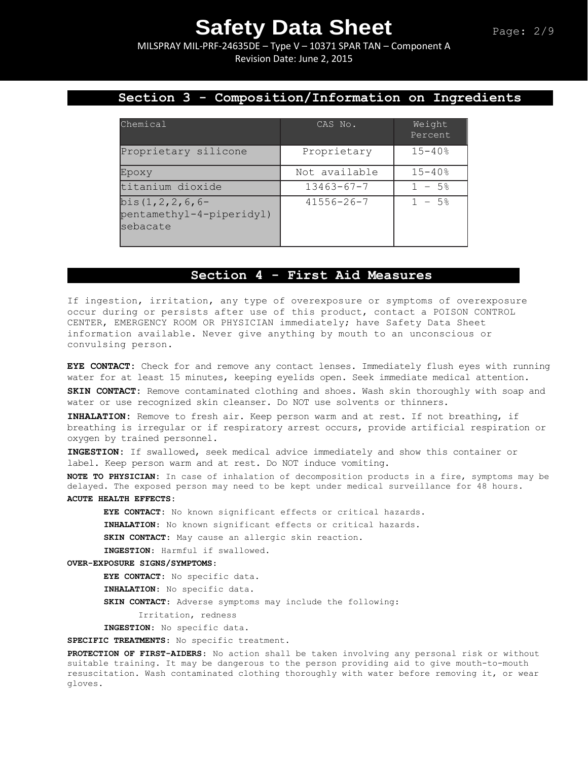## Section 3 - Composition/Information on Ingredients

| Chemical | CAS No. | Weight Percent |
|---|---|---|
| Proprietary silicone | Proprietary | 15-40% |
| Epoxy | Not available | 15-40% |
| titanium dioxide | 13463-67-7 | 1 - 5% |
| bis(1,2,2,6,6-pentamethyl-4-piperidyl) sebacate | 41556-26-7 | 1 - 5% |

## Section 4 - First Aid Measures

If ingestion, irritation, any type of overexposure or symptoms of overexposure occur during or persists after use of this product, contact a POISON CONTROL CENTER, EMERGENCY ROOM OR PHYSICIAN immediately; have Safety Data Sheet information available. Never give anything by mouth to an unconscious or convulsing person.

**EYE CONTACT:** Check for and remove any contact lenses. Immediately flush eyes with running water for at least 15 minutes, keeping eyelids open. Seek immediate medical attention.

**SKIN CONTACT:** Remove contaminated clothing and shoes. Wash skin thoroughly with soap and water or use recognized skin cleanser. Do NOT use solvents or thinners.

**INHALATION:** Remove to fresh air. Keep person warm and at rest. If not breathing, if breathing is irregular or if respiratory arrest occurs, provide artificial respiration or oxygen by trained personnel.

**INGESTION:** If swallowed, seek medical advice immediately and show this container or label. Keep person warm and at rest. Do NOT induce vomiting.

**NOTE TO PHYSICIAN:** In case of inhalation of decomposition products in a fire, symptoms may be delayed. The exposed person may need to be kept under medical surveillance for 48 hours.

**ACUTE HEALTH EFFECTS:**

**EYE CONTACT:** No known significant effects or critical hazards.

**INHALATION:** No known significant effects or critical hazards.

**SKIN CONTACT:** May cause an allergic skin reaction.

**INGESTION:** Harmful if swallowed.

**OVER-EXPOSURE SIGNS/SYMPTOMS:**

**EYE CONTACT:** No specific data.

**INHALATION:** No specific data.

**SKIN CONTACT:** Adverse symptoms may include the following:

Irritation, redness

**INGESTION:** No specific data.

**SPECIFIC TREATMENTS:** No specific treatment.

**PROTECTION OF FIRST-AIDERS:** No action shall be taken involving any personal risk or without suitable training. It may be dangerous to the person providing aid to give mouth-to-mouth resuscitation. Wash contaminated clothing thoroughly with water before removing it, or wear gloves.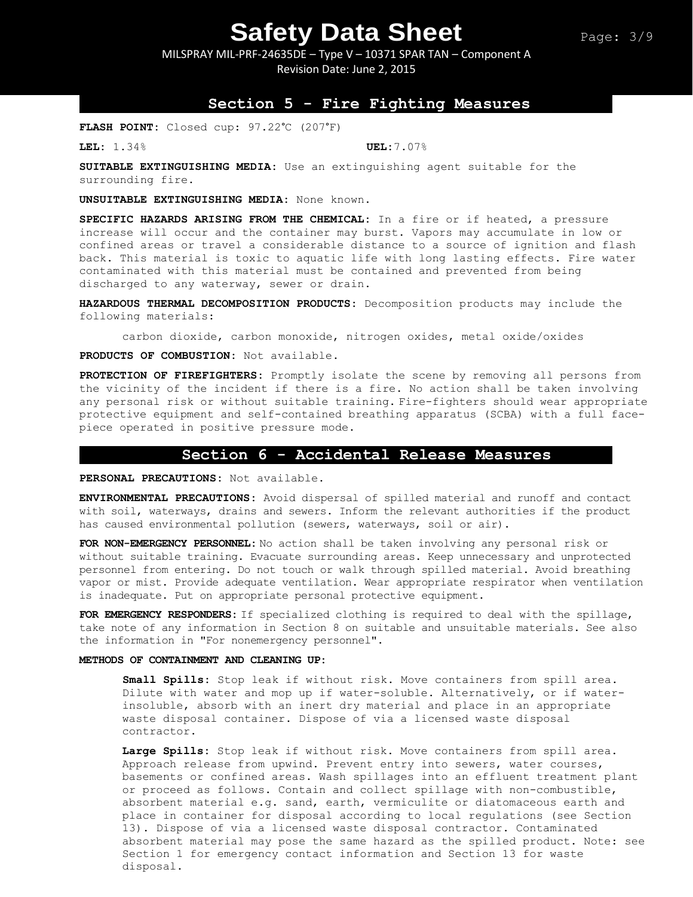## Section 5 - Fire Fighting Measures

**FLASH POINT:** Closed cup: 97.22°C (207°F)

**LEL:** 1.34% **UEL:** 7.07%

**SUITABLE EXTINGUISHING MEDIA:** Use an extinguishing agent suitable for the surrounding fire.

**UNSUITABLE EXTINGUISHING MEDIA:** None known.

**SPECIFIC HAZARDS ARISING FROM THE CHEMICAL:** In a fire or if heated, a pressure increase will occur and the container may burst. Vapors may accumulate in low or confined areas or travel a considerable distance to a source of ignition and flash back. This material is toxic to aquatic life with long lasting effects. Fire water contaminated with this material must be contained and prevented from being discharged to any waterway, sewer or drain.

**HAZARDOUS THERMAL DECOMPOSITION PRODUCTS:** Decomposition products may include the following materials:

carbon dioxide, carbon monoxide, nitrogen oxides, metal oxide/oxides

**PRODUCTS OF COMBUSTION:** Not available.

**PROTECTION OF FIREFIGHTERS:** Promptly isolate the scene by removing all persons from the vicinity of the incident if there is a fire. No action shall be taken involving any personal risk or without suitable training. Fire-fighters should wear appropriate protective equipment and self-contained breathing apparatus (SCBA) with a full face-piece operated in positive pressure mode.

## Section 6 - Accidental Release Measures

**PERSONAL PRECAUTIONS:** Not available.

**ENVIRONMENTAL PRECAUTIONS:** Avoid dispersal of spilled material and runoff and contact with soil, waterways, drains and sewers. Inform the relevant authorities if the product has caused environmental pollution (sewers, waterways, soil or air).

**FOR NON-EMERGENCY PERSONNEL:** No action shall be taken involving any personal risk or without suitable training. Evacuate surrounding areas. Keep unnecessary and unprotected personnel from entering. Do not touch or walk through spilled material. Avoid breathing vapor or mist. Provide adequate ventilation. Wear appropriate respirator when ventilation is inadequate. Put on appropriate personal protective equipment.

**FOR EMERGENCY RESPONDERS:** If specialized clothing is required to deal with the spillage, take note of any information in Section 8 on suitable and unsuitable materials. See also the information in "For nonemergency personnel".

**METHODS OF CONTAINMENT AND CLEANING UP:**

**Small Spills:** Stop leak if without risk. Move containers from spill area. Dilute with water and mop up if water-soluble. Alternatively, or if water-insoluble, absorb with an inert dry material and place in an appropriate waste disposal container. Dispose of via a licensed waste disposal contractor.

**Large Spills:** Stop leak if without risk. Move containers from spill area. Approach release from upwind. Prevent entry into sewers, water courses, basements or confined areas. Wash spillages into an effluent treatment plant or proceed as follows. Contain and collect spillage with non-combustible, absorbent material e.g. sand, earth, vermiculite or diatomaceous earth and place in container for disposal according to local regulations (see Section 13). Dispose of via a licensed waste disposal contractor. Contaminated absorbent material may pose the same hazard as the spilled product. Note: see Section 1 for emergency contact information and Section 13 for waste disposal.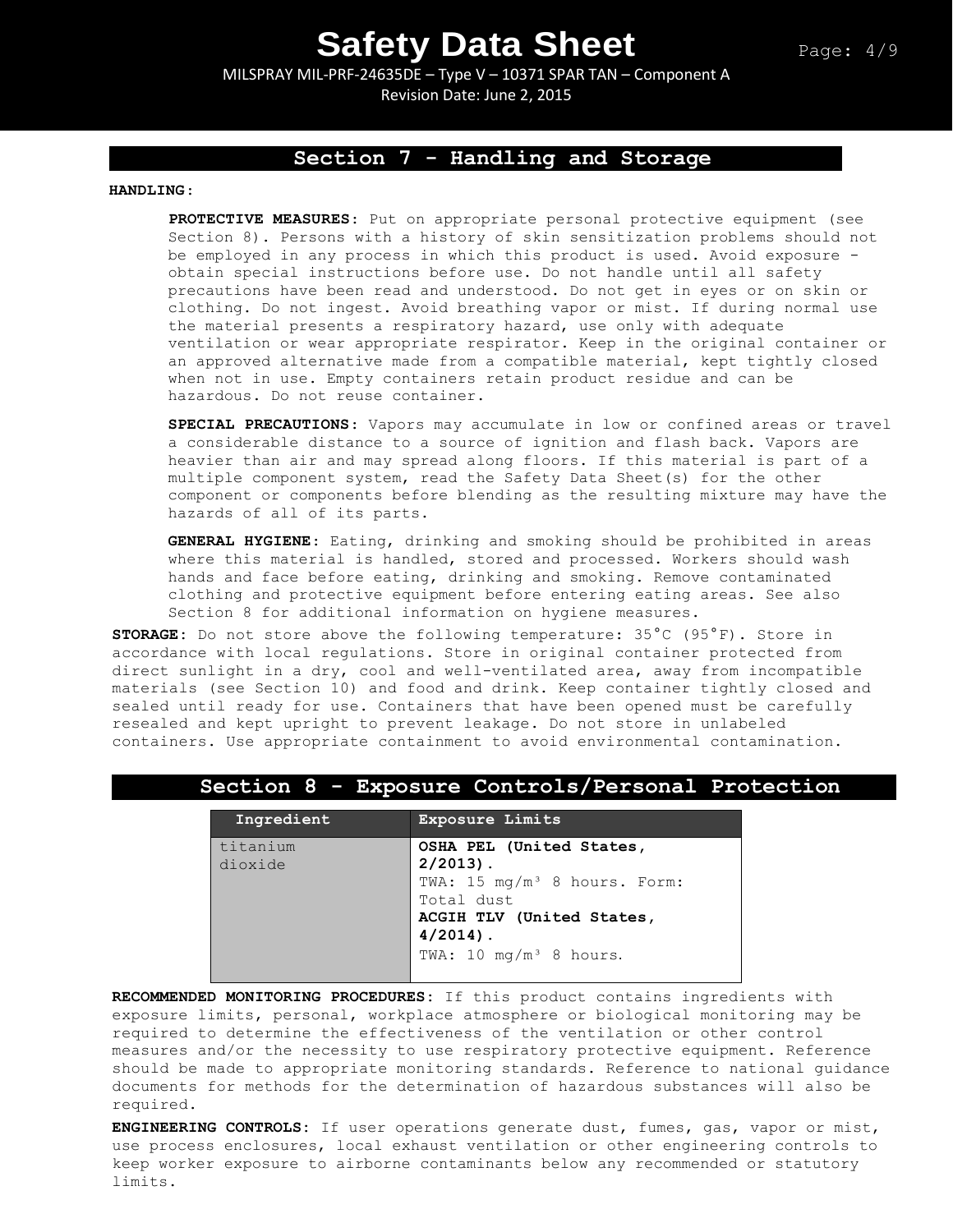## Section 7 - Handling and Storage

**HANDLING:**

**PROTECTIVE MEASURES:** Put on appropriate personal protective equipment (see Section 8). Persons with a history of skin sensitization problems should not be employed in any process in which this product is used. Avoid exposure - obtain special instructions before use. Do not handle until all safety precautions have been read and understood. Do not get in eyes or on skin or clothing. Do not ingest. Avoid breathing vapor or mist. If during normal use the material presents a respiratory hazard, use only with adequate ventilation or wear appropriate respirator. Keep in the original container or an approved alternative made from a compatible material, kept tightly closed when not in use. Empty containers retain product residue and can be hazardous. Do not reuse container.

**SPECIAL PRECAUTIONS:** Vapors may accumulate in low or confined areas or travel a considerable distance to a source of ignition and flash back. Vapors are heavier than air and may spread along floors. If this material is part of a multiple component system, read the Safety Data Sheet(s) for the other component or components before blending as the resulting mixture may have the hazards of all of its parts.

**GENERAL HYGIENE:** Eating, drinking and smoking should be prohibited in areas where this material is handled, stored and processed. Workers should wash hands and face before eating, drinking and smoking. Remove contaminated clothing and protective equipment before entering eating areas. See also Section 8 for additional information on hygiene measures.

**STORAGE:** Do not store above the following temperature: 35°C (95°F). Store in accordance with local regulations. Store in original container protected from direct sunlight in a dry, cool and well-ventilated area, away from incompatible materials (see Section 10) and food and drink. Keep container tightly closed and sealed until ready for use. Containers that have been opened must be carefully resealed and kept upright to prevent leakage. Do not store in unlabeled containers. Use appropriate containment to avoid environmental contamination.

## Section 8 - Exposure Controls/Personal Protection

| Ingredient | Exposure Limits |
|---|---|
| titanium dioxide | **OSHA PEL (United States, 2/2013).** TWA: 15 mg/m³ 8 hours. Form: Total dust **ACGIH TLV (United States, 4/2014).** TWA: 10 mg/m³ 8 hours. |

**RECOMMENDED MONITORING PROCEDURES:** If this product contains ingredients with exposure limits, personal, workplace atmosphere or biological monitoring may be required to determine the effectiveness of the ventilation or other control measures and/or the necessity to use respiratory protective equipment. Reference should be made to appropriate monitoring standards. Reference to national guidance documents for methods for the determination of hazardous substances will also be required.

**ENGINEERING CONTROLS:** If user operations generate dust, fumes, gas, vapor or mist, use process enclosures, local exhaust ventilation or other engineering controls to keep worker exposure to airborne contaminants below any recommended or statutory limits.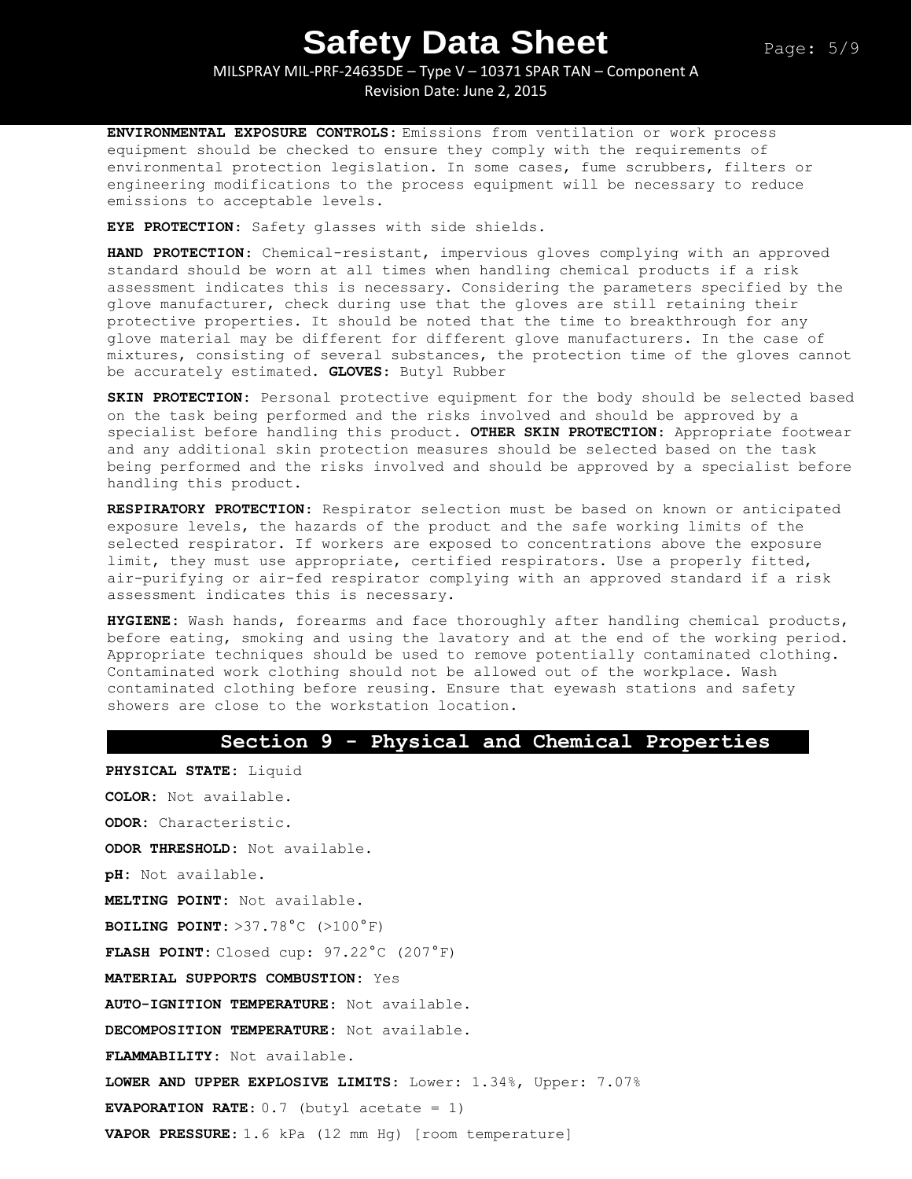**ENVIRONMENTAL EXPOSURE CONTROLS:** Emissions from ventilation or work process equipment should be checked to ensure they comply with the requirements of environmental protection legislation. In some cases, fume scrubbers, filters or engineering modifications to the process equipment will be necessary to reduce emissions to acceptable levels.

**EYE PROTECTION:** Safety glasses with side shields.

**HAND PROTECTION:** Chemical-resistant, impervious gloves complying with an approved standard should be worn at all times when handling chemical products if a risk assessment indicates this is necessary. Considering the parameters specified by the glove manufacturer, check during use that the gloves are still retaining their protective properties. It should be noted that the time to breakthrough for any glove material may be different for different glove manufacturers. In the case of mixtures, consisting of several substances, the protection time of the gloves cannot be accurately estimated. **GLOVES:** Butyl Rubber

**SKIN PROTECTION:** Personal protective equipment for the body should be selected based on the task being performed and the risks involved and should be approved by a specialist before handling this product. **OTHER SKIN PROTECTION:** Appropriate footwear and any additional skin protection measures should be selected based on the task being performed and the risks involved and should be approved by a specialist before handling this product.

**RESPIRATORY PROTECTION:** Respirator selection must be based on known or anticipated exposure levels, the hazards of the product and the safe working limits of the selected respirator. If workers are exposed to concentrations above the exposure limit, they must use appropriate, certified respirators. Use a properly fitted, air-purifying or air-fed respirator complying with an approved standard if a risk assessment indicates this is necessary.

**HYGIENE:** Wash hands, forearms and face thoroughly after handling chemical products, before eating, smoking and using the lavatory and at the end of the working period. Appropriate techniques should be used to remove potentially contaminated clothing. Contaminated work clothing should not be allowed out of the workplace. Wash contaminated clothing before reusing. Ensure that eyewash stations and safety showers are close to the workstation location.

## Section 9 - Physical and Chemical Properties

**PHYSICAL STATE:** Liquid

**COLOR:** Not available.

**ODOR:** Characteristic.

**ODOR THRESHOLD:** Not available.

**pH:** Not available.

**MELTING POINT:** Not available.

**BOILING POINT:** >37.78°C (>100°F)

**FLASH POINT:** Closed cup: 97.22°C (207°F)

**MATERIAL SUPPORTS COMBUSTION:** Yes

**AUTO-IGNITION TEMPERATURE:** Not available.

**DECOMPOSITION TEMPERATURE:** Not available.

**FLAMMABILITY:** Not available.

**LOWER AND UPPER EXPLOSIVE LIMITS:** Lower: 1.34%, Upper: 7.07%

**EVAPORATION RATE:** 0.7 (butyl acetate = 1)

**VAPOR PRESSURE:** 1.6 kPa (12 mm Hg) [room temperature]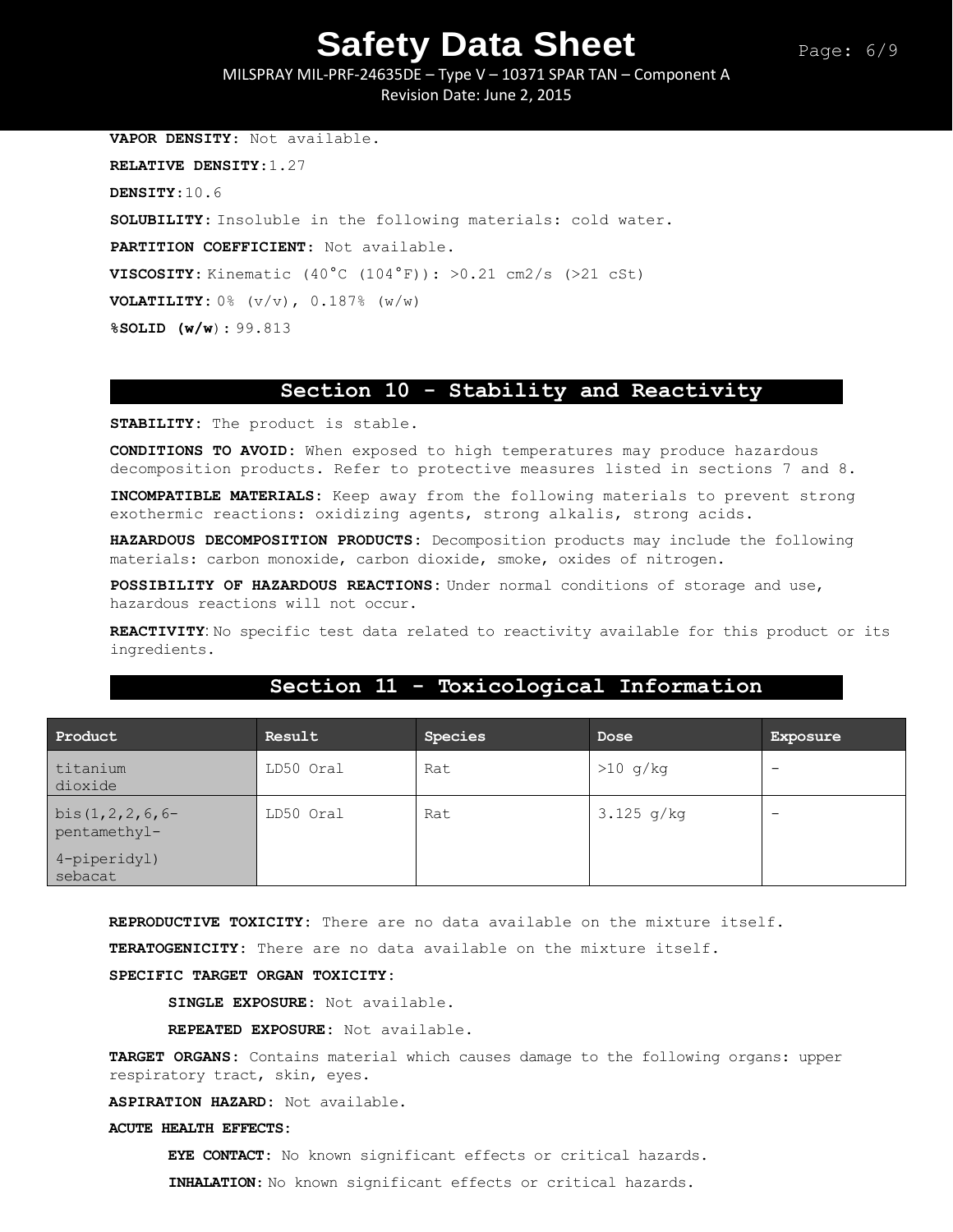**VAPOR DENSITY:** Not available.

**RELATIVE DENSITY:** 1.27

**DENSITY:** 10.6

**SOLUBILITY:** Insoluble in the following materials: cold water.

**PARTITION COEFFICIENT:** Not available.

**VISCOSITY:** Kinematic (40°C (104°F)): >0.21 cm2/s (>21 cSt)

**VOLATILITY:** 0% (v/v), 0.187% (w/w)

**%SOLID (w/w):** 99.813

## Section 10 - Stability and Reactivity

**STABILITY:** The product is stable.

**CONDITIONS TO AVOID:** When exposed to high temperatures may produce hazardous decomposition products. Refer to protective measures listed in sections 7 and 8.

**INCOMPATIBLE MATERIALS:** Keep away from the following materials to prevent strong exothermic reactions: oxidizing agents, strong alkalis, strong acids.

**HAZARDOUS DECOMPOSITION PRODUCTS:** Decomposition products may include the following materials: carbon monoxide, carbon dioxide, smoke, oxides of nitrogen.

**POSSIBILITY OF HAZARDOUS REACTIONS:** Under normal conditions of storage and use, hazardous reactions will not occur.

**REACTIVITY:** No specific test data related to reactivity available for this product or its ingredients.

## Section 11 - Toxicological Information

| Product | Result | Species | Dose | Exposure |
|---|---|---|---|---|
| titanium dioxide | LD50 Oral | Rat | >10 g/kg | - |
| bis(1,2,2,6,6-pentamethyl-4-piperidyl) sebacat | LD50 Oral | Rat | 3.125 g/kg | - |

**REPRODUCTIVE TOXICITY:** There are no data available on the mixture itself.

**TERATOGENICITY:** There are no data available on the mixture itself.

**SPECIFIC TARGET ORGAN TOXICITY:**

**SINGLE EXPOSURE:** Not available.

**REPEATED EXPOSURE:** Not available.

**TARGET ORGANS:** Contains material which causes damage to the following organs: upper respiratory tract, skin, eyes.

**ASPIRATION HAZARD:** Not available.

**ACUTE HEALTH EFFECTS:**

**EYE CONTACT:** No known significant effects or critical hazards.

**INHALATION:** No known significant effects or critical hazards.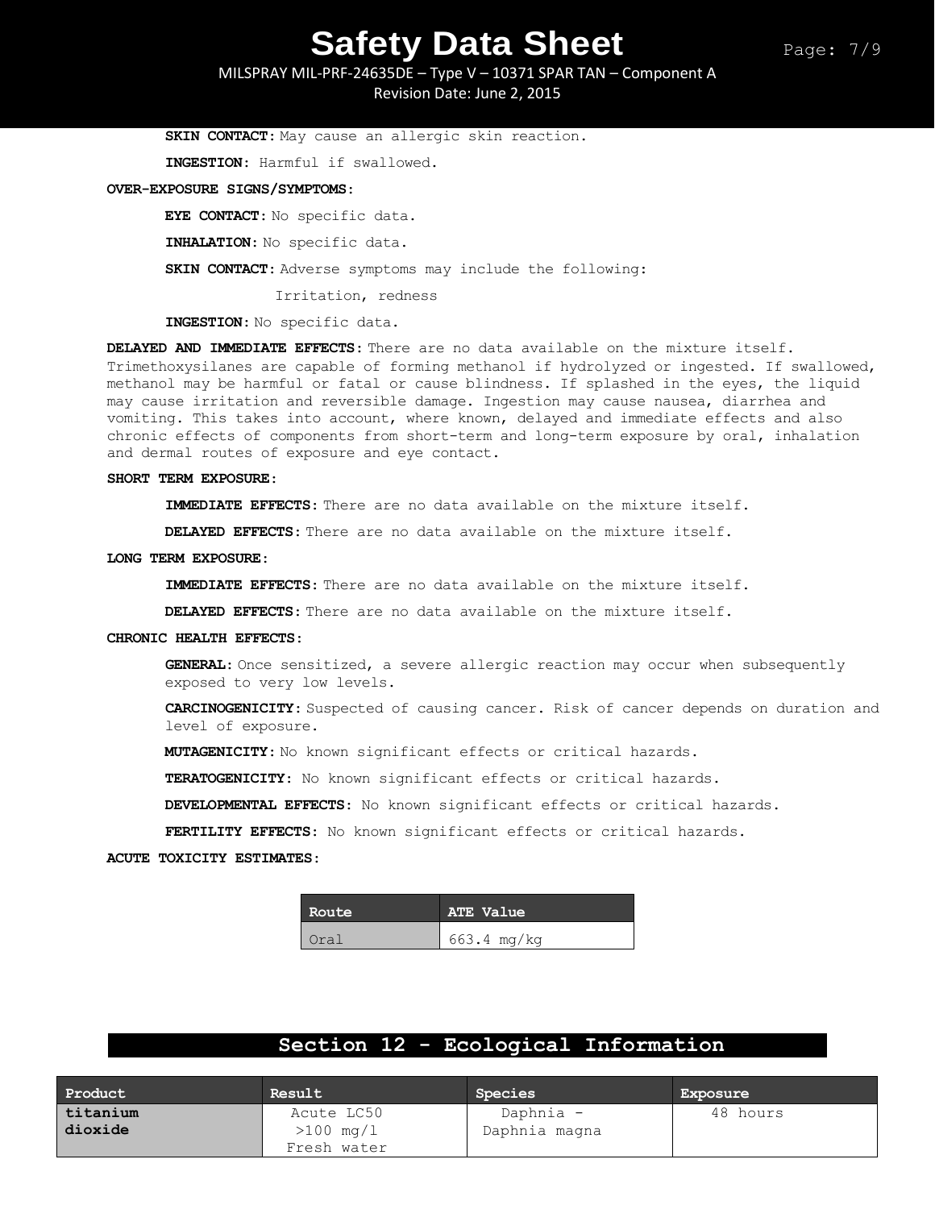**SKIN CONTACT:** May cause an allergic skin reaction.

**INGESTION:** Harmful if swallowed.

**OVER-EXPOSURE SIGNS/SYMPTOMS:**

**EYE CONTACT:** No specific data.

**INHALATION:** No specific data.

**SKIN CONTACT:** Adverse symptoms may include the following:

Irritation, redness

**INGESTION:** No specific data.

**DELAYED AND IMMEDIATE EFFECTS:** There are no data available on the mixture itself. Trimethoxysilanes are capable of forming methanol if hydrolyzed or ingested. If swallowed, methanol may be harmful or fatal or cause blindness. If splashed in the eyes, the liquid may cause irritation and reversible damage. Ingestion may cause nausea, diarrhea and vomiting. This takes into account, where known, delayed and immediate effects and also chronic effects of components from short-term and long-term exposure by oral, inhalation and dermal routes of exposure and eye contact.

**SHORT TERM EXPOSURE:**

**IMMEDIATE EFFECTS:** There are no data available on the mixture itself.

**DELAYED EFFECTS:** There are no data available on the mixture itself.

**LONG TERM EXPOSURE:**

**IMMEDIATE EFFECTS:** There are no data available on the mixture itself.

**DELAYED EFFECTS:** There are no data available on the mixture itself.

**CHRONIC HEALTH EFFECTS:**

**GENERAL:** Once sensitized, a severe allergic reaction may occur when subsequently exposed to very low levels.

**CARCINOGENICITY:** Suspected of causing cancer. Risk of cancer depends on duration and level of exposure.

**MUTAGENICITY:** No known significant effects or critical hazards.

**TERATOGENICITY:** No known significant effects or critical hazards.

**DEVELOPMENTAL EFFECTS:** No known significant effects or critical hazards.

**FERTILITY EFFECTS:** No known significant effects or critical hazards.

**ACUTE TOXICITY ESTIMATES:**

| Route | ATE Value |
|---|---|
| Oral | 663.4 mg/kg |

## Section 12 - Ecological Information

| Product | Result | Species | Exposure |
|---|---|---|---|
| **titanium dioxide** | Acute LC50 >100 mg/l Fresh water | Daphnia - Daphnia magna | 48 hours |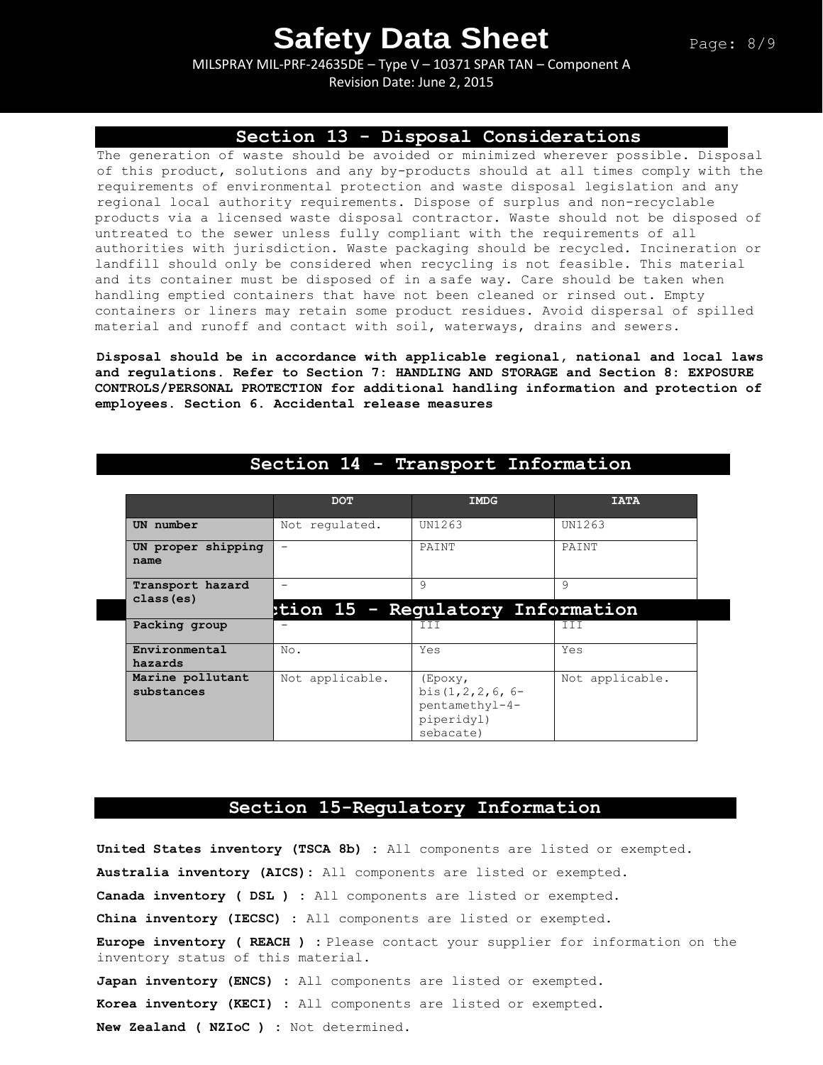## Section 13 - Disposal Considerations

The generation of waste should be avoided or minimized wherever possible. Disposal of this product, solutions and any by-products should at all times comply with the requirements of environmental protection and waste disposal legislation and any regional local authority requirements. Dispose of surplus and non-recyclable products via a licensed waste disposal contractor. Waste should not be disposed of untreated to the sewer unless fully compliant with the requirements of all authorities with jurisdiction. Waste packaging should be recycled. Incineration or landfill should only be considered when recycling is not feasible. This material and its container must be disposed of in a safe way. Care should be taken when handling emptied containers that have not been cleaned or rinsed out. Empty containers or liners may retain some product residues. Avoid dispersal of spilled material and runoff and contact with soil, waterways, drains and sewers.

**Disposal should be in accordance with applicable regional, national and local laws and regulations. Refer to Section 7: HANDLING AND STORAGE and Section 8: EXPOSURE CONTROLS/PERSONAL PROTECTION for additional handling information and protection of employees. Section 6. Accidental release measures**

## Section 14 - Transport Information

| | DOT | IMDG | IATA |
|---|---|---|---|
| **UN number** | Not regulated. | UN1263 | UN1263 |
| **UN proper shipping name** | - | PAINT | PAINT |
| **Transport hazard class(es)** | - | 9 | 9 |
| **Packing group** | - | III | III |
| **Environmental hazards** | No. | Yes | Yes |
| **Marine pollutant substances** | Not applicable. | (Epoxy, bis(1,2,2,6,6-pentamethyl-4-piperidyl) sebacate) | Not applicable. |

## Section 15-Regulatory Information

**United States inventory (TSCA 8b) :** All components are listed or exempted.

**Australia inventory (AICS):** All components are listed or exempted.

**Canada inventory ( DSL ) :** All components are listed or exempted.

**China inventory (IECSC) :** All components are listed or exempted.

**Europe inventory ( REACH ) :** Please contact your supplier for information on the inventory status of this material.

**Japan inventory (ENCS) :** All components are listed or exempted.

**Korea inventory (KECI) :** All components are listed or exempted.

**New Zealand ( NZIoC ) :** Not determined.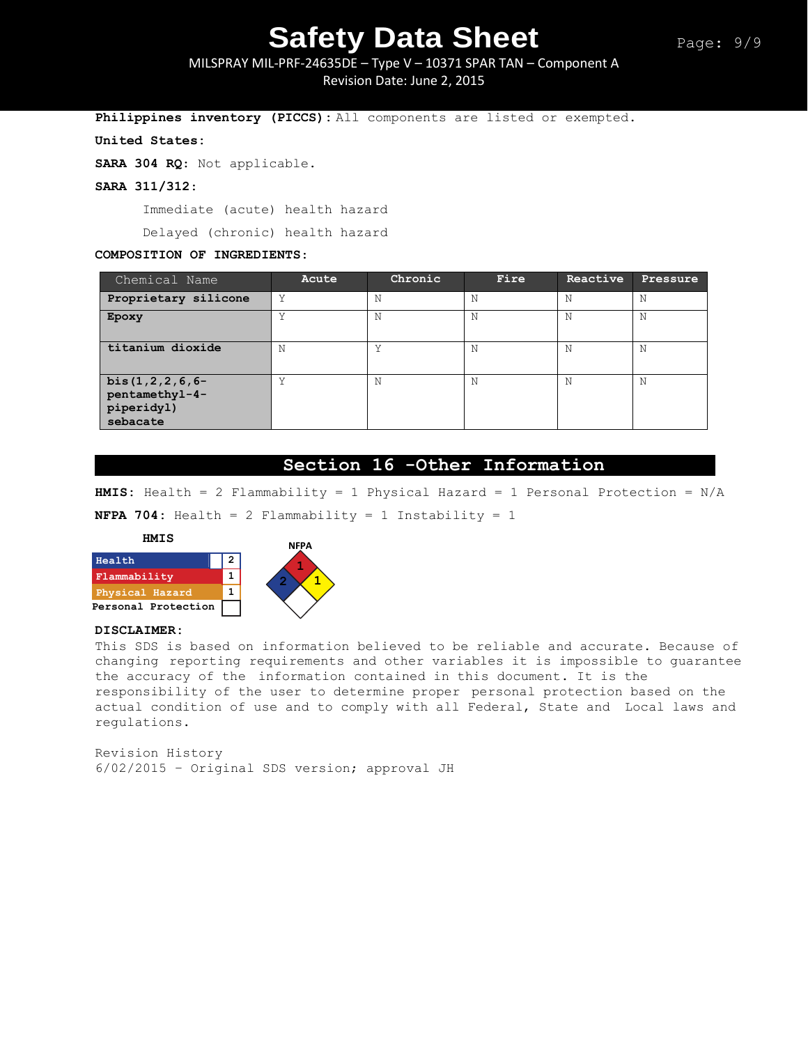**Philippines inventory (PICCS):** All components are listed or exempted.

**United States:**

**SARA 304 RQ:** Not applicable.

**SARA 311/312:**

Immediate (acute) health hazard

Delayed (chronic) health hazard

**COMPOSITION OF INGREDIENTS:**

| Chemical Name | Acute | Chronic | Fire | Reactive | Pressure |
|---|---|---|---|---|---|
| **Proprietary silicone** | Y | N | N | N | N |
| **Epoxy** | Y | N | N | N | N |
| **titanium dioxide** | N | Y | N | N | N |
| **bis(1,2,2,6,6-pentamethyl-4-piperidyl) sebacate** | Y | N | N | N | N |

## Section 16 -Other Information

**HMIS:** Health = 2 Flammability = 1 Physical Hazard = 1 Personal Protection = N/A

**NFPA 704:** Health = 2 Flammability = 1 Instability = 1

**HMIS**

| | |
|---|---|
| Health | 2 |
| Flammability | 1 |
| Physical Hazard | 1 |
| Personal Protection | |

NFPA

1

2

1

**DISCLAIMER:**

This SDS is based on information believed to be reliable and accurate. Because of changing reporting requirements and other variables it is impossible to guarantee the accuracy of the information contained in this document. It is the responsibility of the user to determine proper personal protection based on the actual condition of use and to comply with all Federal, State and Local laws and regulations.

Revision History

6/02/2015 – Original SDS version; approval JH